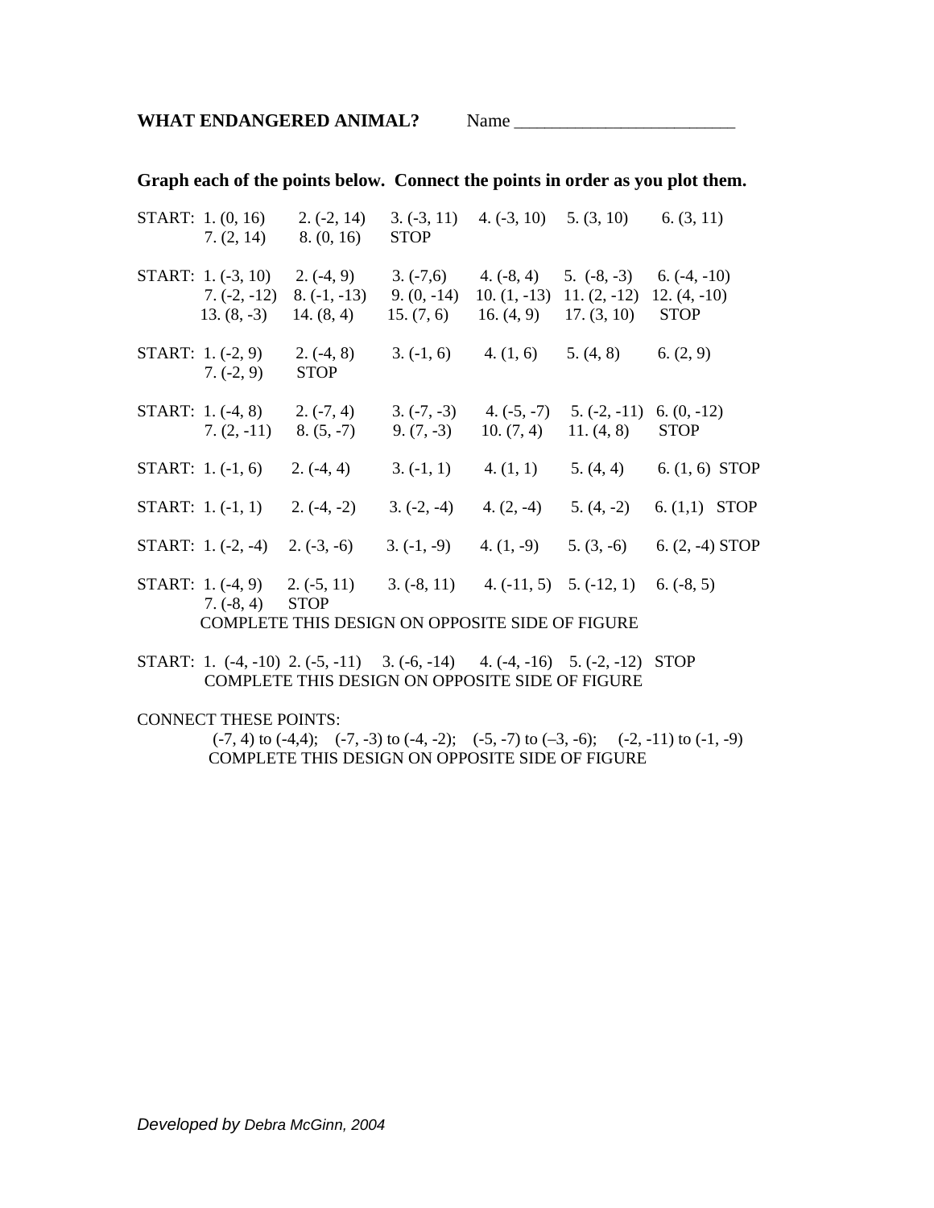**WHAT ENDANGERED ANIMAL?** Name _________________________

**Graph each of the points below. Connect the points in order as you plot them.**

START: 1. (0, 16) 2. (-2, 14) 3. (-3, 11) 4. (-3, 10) 5. (3, 10) 6. (3, 11)
7. (2, 14) 8. (0, 16) STOP

START: 1. (-3, 10) 2. (-4, 9) 3. (-7,6) 4. (-8, 4) 5. (-8, -3) 6. (-4, -10)
7. (-2, -12) 8. (-1, -13) 9. (0, -14) 10. (1, -13) 11. (2, -12) 12. (4, -10)
13. (8, -3) 14. (8, 4) 15. (7, 6) 16. (4, 9) 17. (3, 10) STOP

START: 1. (-2, 9) 2. (-4, 8) 3. (-1, 6) 4. (1, 6) 5. (4, 8) 6. (2, 9)
7. (-2, 9) STOP

START: 1. (-4, 8) 2. (-7, 4) 3. (-7, -3) 4. (-5, -7) 5. (-2, -11) 6. (0, -12)
7. (2, -11) 8. (5, -7) 9. (7, -3) 10. (7, 4) 11. (4, 8) STOP

START: 1. (-1, 6) 2. (-4, 4) 3. (-1, 1) 4. (1, 1) 5. (4, 4) 6. (1, 6) STOP

START: 1. (-1, 1) 2. (-4, -2) 3. (-2, -4) 4. (2, -4) 5. (4, -2) 6. (1,1) STOP

START: 1. (-2, -4) 2. (-3, -6) 3. (-1, -9) 4. (1, -9) 5. (3, -6) 6. (2, -4) STOP

START: 1. (-4, 9) 2. (-5, 11) 3. (-8, 11) 4. (-11, 5) 5. (-12, 1) 6. (-8, 5)
7. (-8, 4) STOP
COMPLETE THIS DESIGN ON OPPOSITE SIDE OF FIGURE

START: 1. (-4, -10) 2. (-5, -11) 3. (-6, -14) 4. (-4, -16) 5. (-2, -12) STOP
COMPLETE THIS DESIGN ON OPPOSITE SIDE OF FIGURE

CONNECT THESE POINTS:
(-7, 4) to (-4,4); (-7, -3) to (-4, -2); (-5, -7) to (–3, -6); (-2, -11) to (-1, -9)
COMPLETE THIS DESIGN ON OPPOSITE SIDE OF FIGURE

*Developed by Debra McGinn, 2004*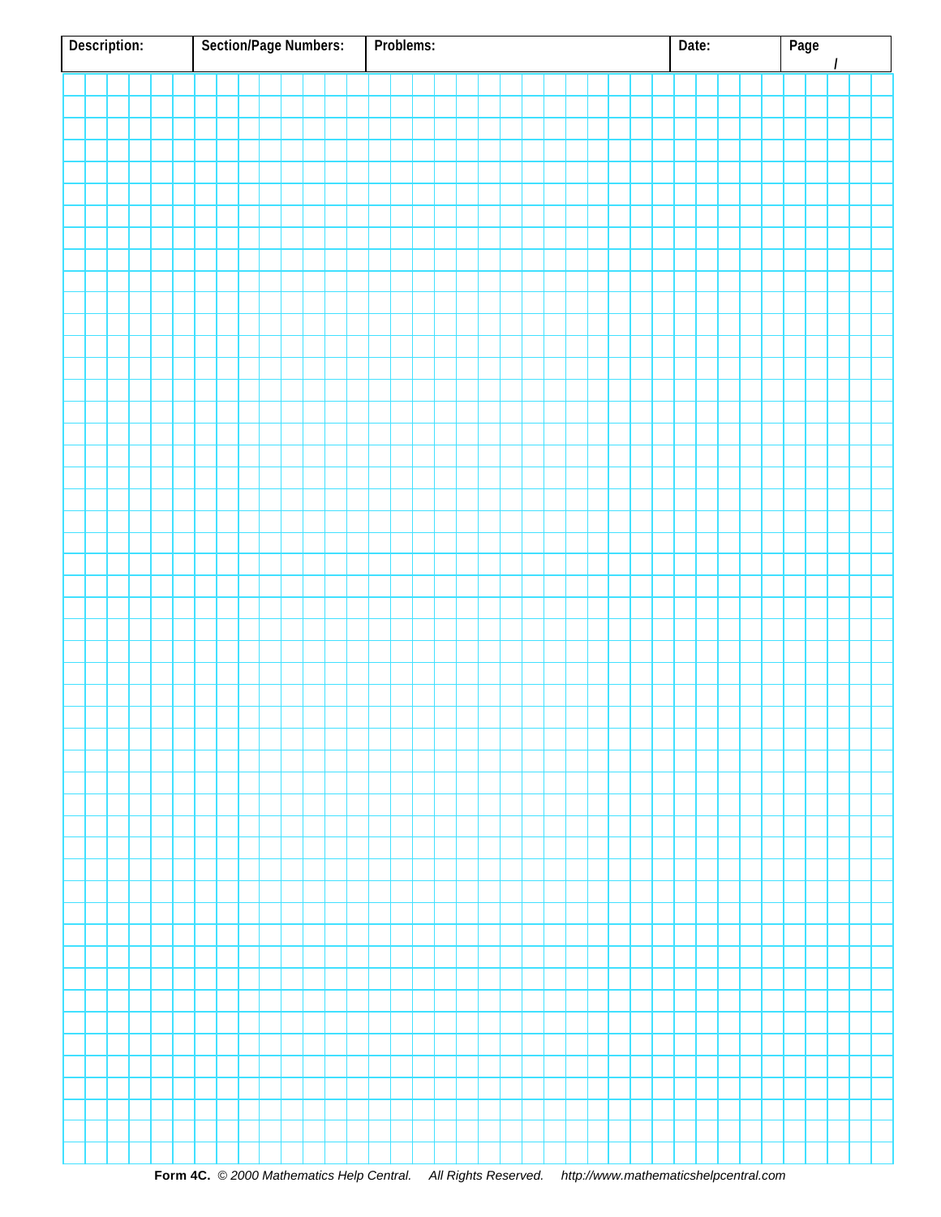| Description: | Section/Page Numbers: | Problems: | Date: | Page / |
|---|---|---|---|---|

**Form 4C.** *© 2000 Mathematics Help Central. All Rights Reserved. http://www.mathematicshelpcentral.com*